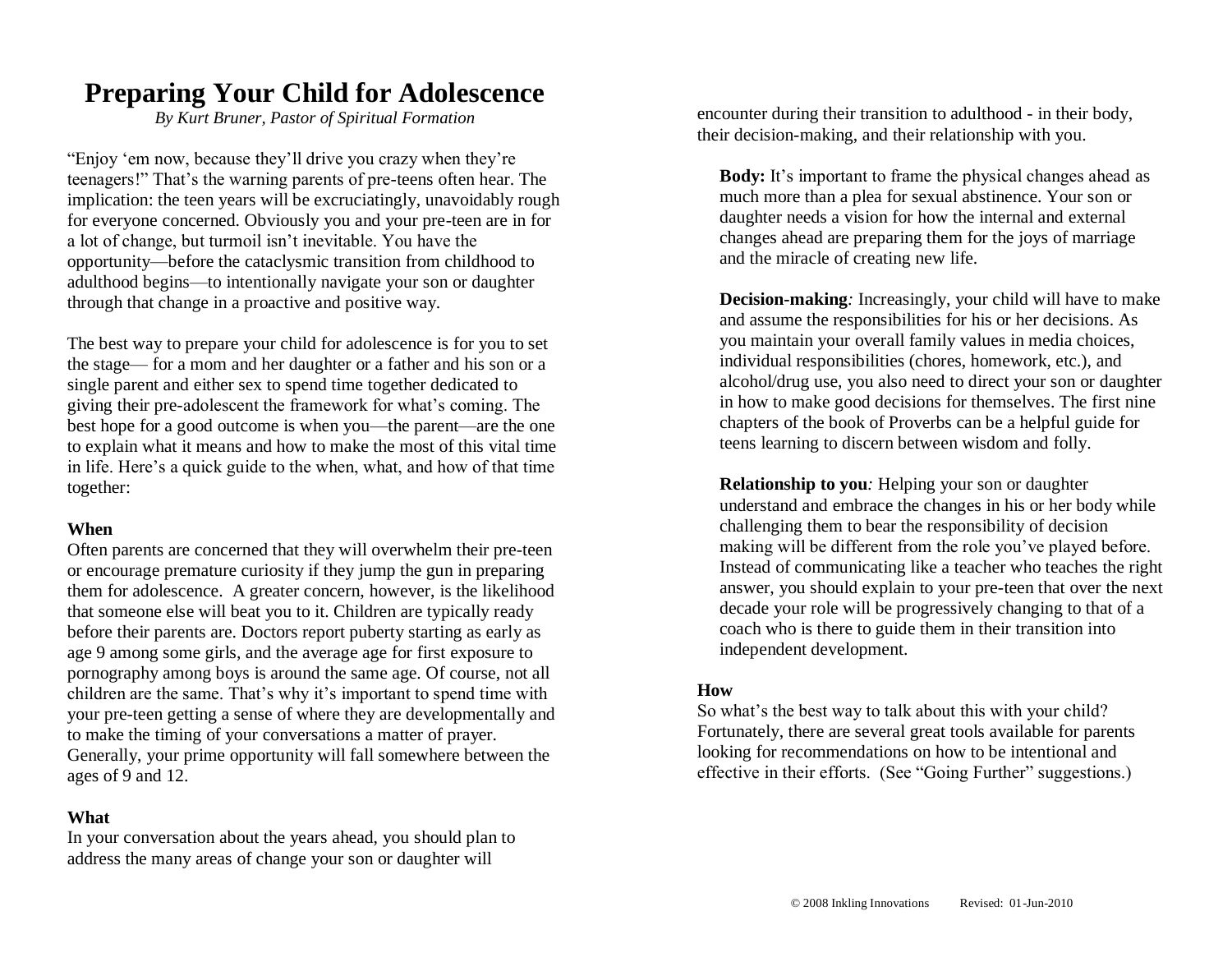# Preparing Your Child for Adolescence

*By Kurt Bruner, Pastor of Spiritual Formation*

"Enjoy 'em now, because they'll drive you crazy when they're teenagers!" That's the warning parents of pre-teens often hear. The implication: the teen years will be excruciatingly, unavoidably rough for everyone concerned. Obviously you and your pre-teen are in for a lot of change, but turmoil isn't inevitable. You have the opportunity—before the cataclysmic transition from childhood to adulthood begins—to intentionally navigate your son or daughter through that change in a proactive and positive way.

The best way to prepare your child for adolescence is for you to set the stage— for a mom and her daughter or a father and his son or a single parent and either sex to spend time together dedicated to giving their pre-adolescent the framework for what's coming. The best hope for a good outcome is when you—the parent—are the one to explain what it means and how to make the most of this vital time in life. Here's a quick guide to the when, what, and how of that time together:

### When

Often parents are concerned that they will overwhelm their pre-teen or encourage premature curiosity if they jump the gun in preparing them for adolescence. A greater concern, however, is the likelihood that someone else will beat you to it. Children are typically ready before their parents are. Doctors report puberty starting as early as age 9 among some girls, and the average age for first exposure to pornography among boys is around the same age. Of course, not all children are the same. That's why it's important to spend time with your pre-teen getting a sense of where they are developmentally and to make the timing of your conversations a matter of prayer. Generally, your prime opportunity will fall somewhere between the ages of 9 and 12.

### What

In your conversation about the years ahead, you should plan to address the many areas of change your son or daughter will encounter during their transition to adulthood - in their body, their decision-making, and their relationship with you.

**Body:** It's important to frame the physical changes ahead as much more than a plea for sexual abstinence. Your son or daughter needs a vision for how the internal and external changes ahead are preparing them for the joys of marriage and the miracle of creating new life.

**Decision-making***:* Increasingly, your child will have to make and assume the responsibilities for his or her decisions. As you maintain your overall family values in media choices, individual responsibilities (chores, homework, etc.), and alcohol/drug use, you also need to direct your son or daughter in how to make good decisions for themselves. The first nine chapters of the book of Proverbs can be a helpful guide for teens learning to discern between wisdom and folly.

**Relationship to you***:* Helping your son or daughter understand and embrace the changes in his or her body while challenging them to bear the responsibility of decision making will be different from the role you've played before. Instead of communicating like a teacher who teaches the right answer, you should explain to your pre-teen that over the next decade your role will be progressively changing to that of a coach who is there to guide them in their transition into independent development.

### How

So what's the best way to talk about this with your child? Fortunately, there are several great tools available for parents looking for recommendations on how to be intentional and effective in their efforts. (See "Going Further" suggestions.)

© 2008 Inkling Innovations Revised: 01-Jun-2010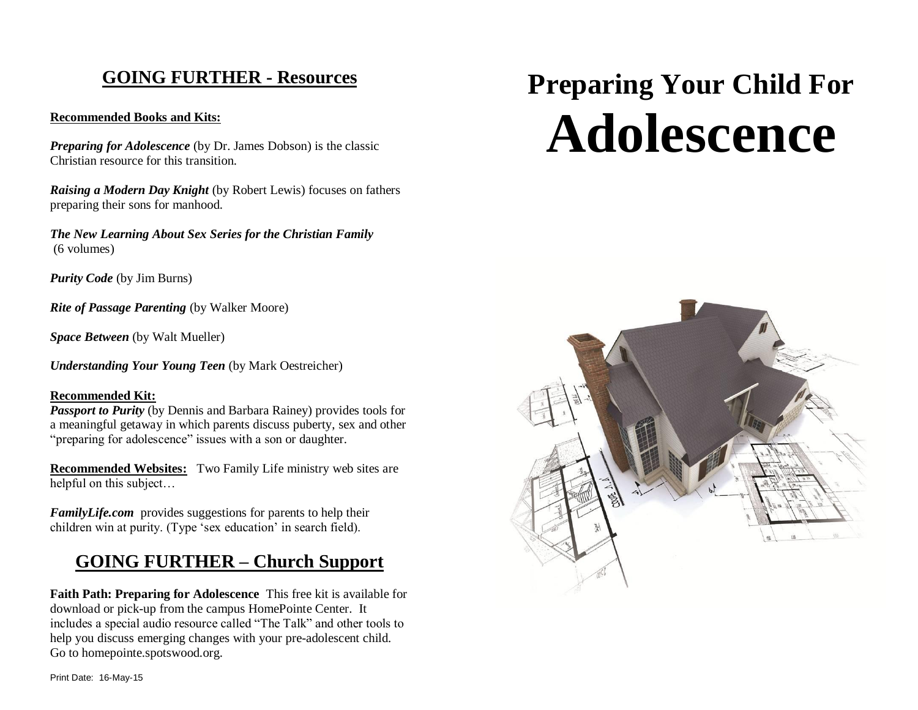## GOING FURTHER - Resources

**Recommended Books and Kits:**

***Preparing for Adolescence*** (by Dr. James Dobson) is the classic Christian resource for this transition.

***Raising a Modern Day Knight*** (by Robert Lewis) focuses on fathers preparing their sons for manhood.

***The New Learning About Sex Series for the Christian Family*** (6 volumes)

***Purity Code*** (by Jim Burns)

***Rite of Passage Parenting*** (by Walker Moore)

***Space Between*** (by Walt Mueller)

***Understanding Your Young Teen*** (by Mark Oestreicher)

**Recommended Kit:**
***Passport to Purity*** (by Dennis and Barbara Rainey) provides tools for a meaningful getaway in which parents discuss puberty, sex and other "preparing for adolescence" issues with a son or daughter.

**Recommended Websites:** Two Family Life ministry web sites are helpful on this subject…

***FamilyLife.com*** provides suggestions for parents to help their children win at purity. (Type 'sex education' in search field).

## GOING FURTHER – Church Support

**Faith Path: Preparing for Adolescence** This free kit is available for download or pick-up from the campus HomePointe Center. It includes a special audio resource called "The Talk" and other tools to help you discuss emerging changes with your pre-adolescent child. Go to homepointe.spotswood.org.

Print Date: 16-May-15

# Preparing Your Child For Adolescence